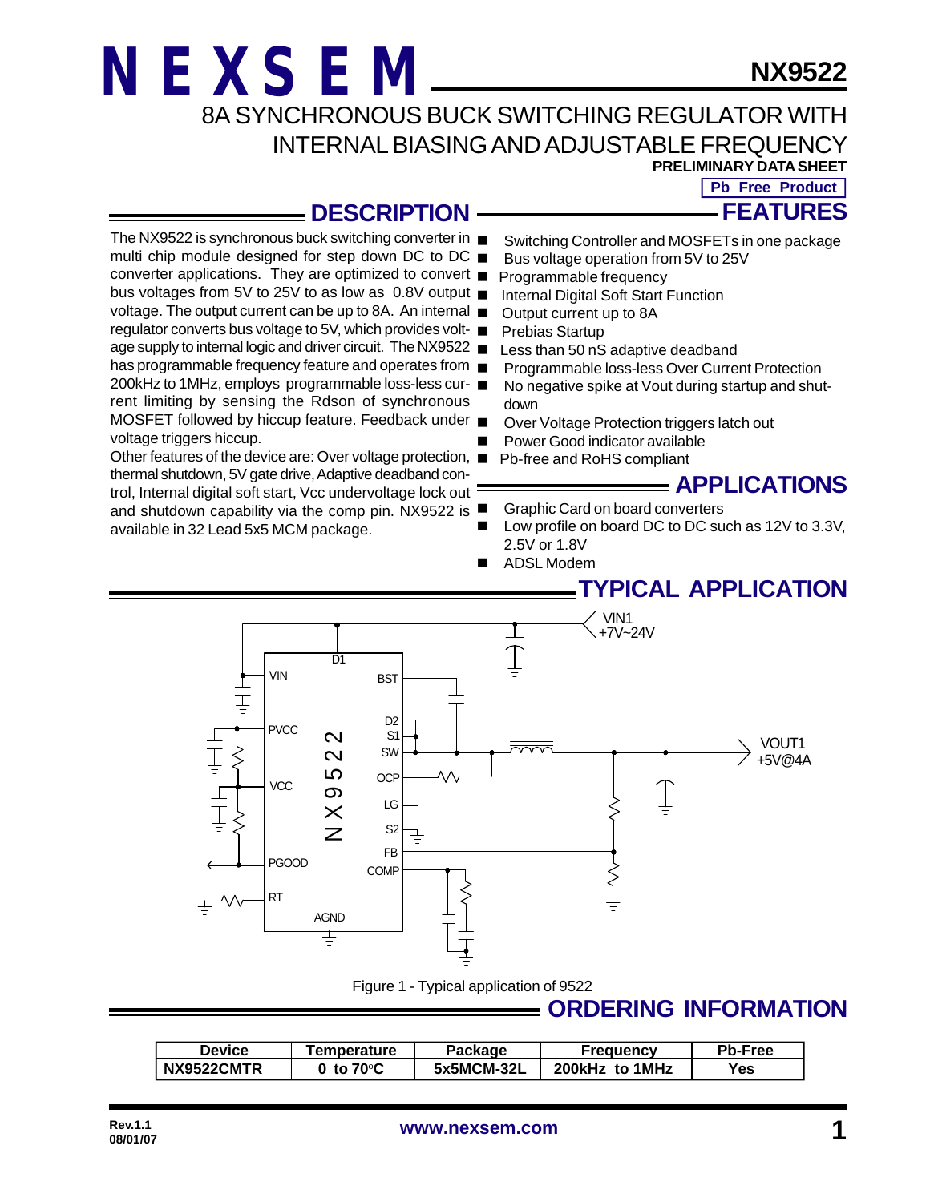# NEXSEM

**NX9522**

## 8A SYNCHRONOUS BUCK SWITCHING REGULATOR WITH INTERNAL BIASING AND ADJUSTABLE FREQUENCY

**PRELIMINARY DATA SHEET**

**Pb Free Product**

## DESCRIPTION

The NX9522 is synchronous buck switching converter in multi chip module designed for step down DC to DC converter applications. They are optimized to convert bus voltages from 5V to 25V to as low as 0.8V output voltage. The output current can be up to 8A. An internal regulator converts bus voltage to 5V, which provides voltage supply to internal logic and driver circuit. The NX9522 has programmable frequency feature and operates from 200kHz to 1MHz, employs programmable loss-less current limiting by sensing the Rdson of synchronous MOSFET followed by hiccup feature. Feedback under voltage triggers hiccup.

Other features of the device are: Over voltage protection, thermal shutdown, 5V gate drive, Adaptive deadband control, Internal digital soft start, Vcc undervoltage lock out and shutdown capability via the comp pin. NX9522 is available in 32 Lead 5x5 MCM package.

## FEATURES

- Switching Controller and MOSFETs in one package
- Bus voltage operation from 5V to 25V
- Programmable frequency
- Internal Digital Soft Start Function
- Output current up to 8A
- Prebias Startup
- Less than 50 nS adaptive deadband
- Programmable loss-less Over Current Protection
- No negative spike at Vout during startup and shutdown
- Over Voltage Protection triggers latch out
- Power Good indicator available
- Pb-free and RoHS compliant

## APPLICATIONS

- Graphic Card on board converters
- Low profile on board DC to DC such as 12V to 3.3V, 2.5V or 1.8V
- ADSL Modem

## TYPICAL APPLICATION

Figure 1 - Typical application of 9522

## ORDERING INFORMATION

| Device | Temperature | Package | Frequency | Pb-Free |
|---|---|---|---|---|
| NX9522CMTR | 0 to 70°C | 5x5MCM-32L | 200kHz to 1MHz | Yes |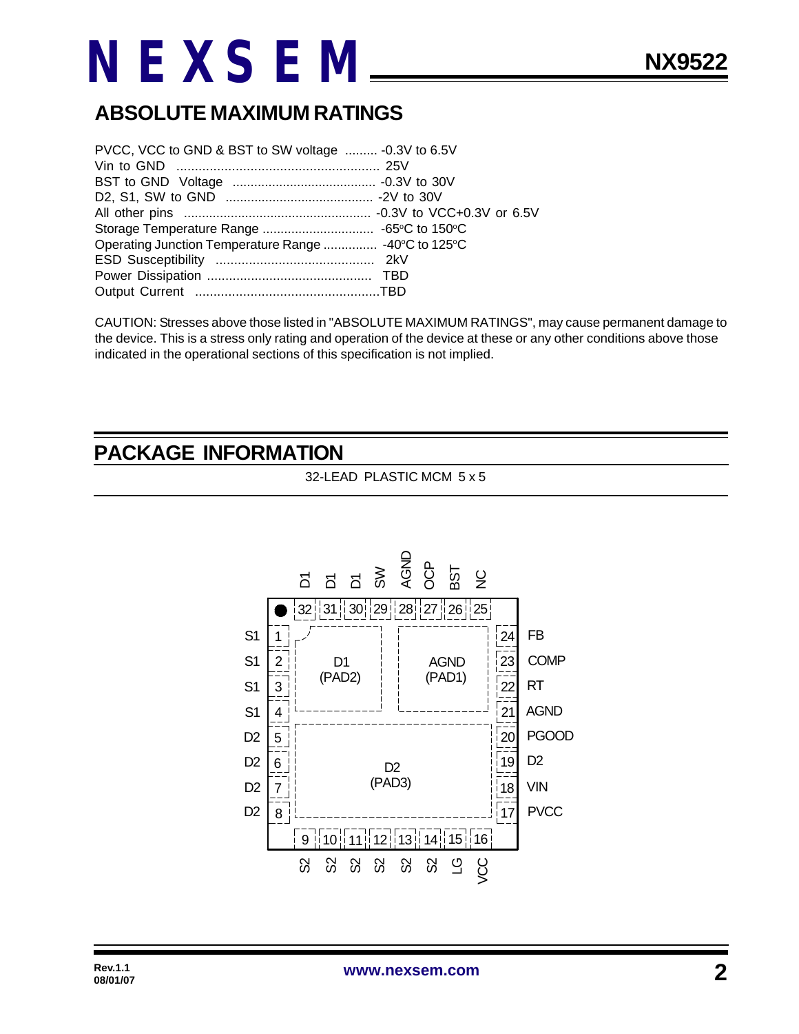## ABSOLUTE MAXIMUM RATINGS

PVCC, VCC to GND & BST to SW voltage ......... -0.3V to 6.5V
Vin to GND ........................................................ 25V
BST to GND Voltage ........................................ -0.3V to 30V
D2, S1, SW to GND ......................................... -2V to 30V
All other pins .................................................... -0.3V to VCC+0.3V or 6.5V
Storage Temperature Range ............................... -65°C to 150°C
Operating Junction Temperature Range ............... -40°C to 125°C
ESD Susceptibility ........................................... 2kV
Power Dissipation ............................................. TBD
Output Current ..................................................TBD

CAUTION: Stresses above those listed in "ABSOLUTE MAXIMUM RATINGS", may cause permanent damage to the device. This is a stress only rating and operation of the device at these or any other conditions above those indicated in the operational sections of this specification is not implied.

## PACKAGE INFORMATION

32-LEAD PLASTIC MCM 5 x 5

| Pin | Name | Pin | Name |
|---|---|---|---|
| 1 | S1 | 17 | PVCC |
| 2 | S1 | 18 | VIN |
| 3 | S1 | 19 | D2 |
| 4 | S1 | 20 | PGOOD |
| 5 | D2 | 21 | AGND |
| 6 | D2 | 22 | RT |
| 7 | D2 | 23 | COMP |
| 8 | D2 | 24 | FB |
| 9 | S2 | 25 | NC |
| 10 | S2 | 26 | BST |
| 11 | S2 | 27 | OCP |
| 12 | S2 | 28 | AGND |
| 13 | S2 | 29 | SW |
| 14 | S2 | 30 | D1 |
| 15 | LG | 31 | D1 |
| 16 | VCC | 32 | D1 |

Exposed pads: D1 (PAD2), AGND (PAD1), D2 (PAD3)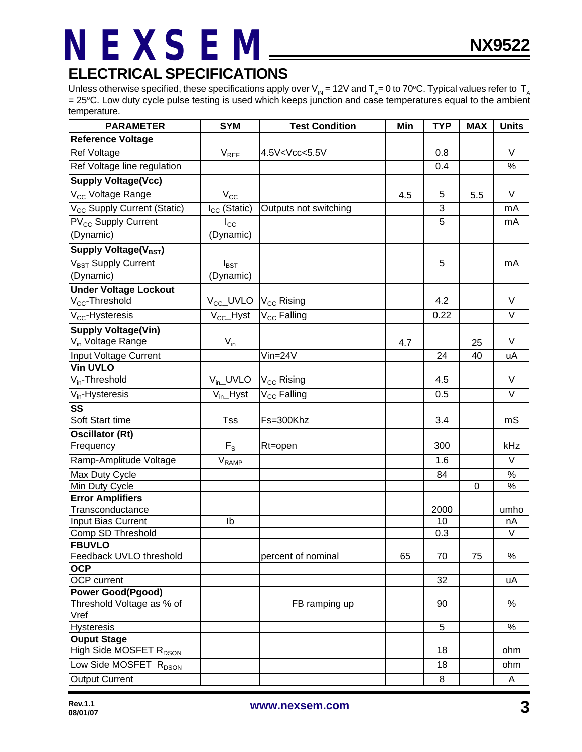## ELECTRICAL SPECIFICATIONS

Unless otherwise specified, these specifications apply over $V_{IN}$ = 12V and $T_A$= 0 to 70°C. Typical values refer to $T_A$ = 25°C. Low duty cycle pulse testing is used which keeps junction and case temperatures equal to the ambient temperature.

| PARAMETER | SYM | Test Condition | Min | TYP | MAX | Units |
|---|---|---|---|---|---|---|
| **Reference Voltage** | | | | | | |
| Ref Voltage | $V_{REF}$ | 4.5V<Vcc<5.5V | | 0.8 | | V |
| Ref Voltage line regulation | | | | 0.4 | | % |
| **Supply Voltage(Vcc)** | | | | | | |
| $V_{CC}$ Voltage Range | $V_{CC}$ | | 4.5 | 5 | 5.5 | V |
| $V_{CC}$ Supply Current (Static) | $I_{CC}$ (Static) | Outputs not switching | | 3 | | mA |
| $PV_{CC}$ Supply Current (Dynamic) | $I_{CC}$ (Dynamic) | | | 5 | | mA |
| **Supply Voltage($V_{BST}$)** | | | | | | |
| $V_{BST}$ Supply Current (Dynamic) | $I_{BST}$ (Dynamic) | | | 5 | | mA |
| **Under Voltage Lockout** | | | | | | |
| $V_{CC}$-Threshold | $V_{CC}$_UVLO | $V_{CC}$ Rising | | 4.2 | | V |
| $V_{CC}$-Hysteresis | $V_{CC}$_Hyst | $V_{CC}$ Falling | | 0.22 | | V |
| **Supply Voltage(Vin)** | | | | | | |
| $V_{in}$ Voltage Range | $V_{in}$ | | 4.7 | | 25 | V |
| Input Voltage Current | | Vin=24V | | 24 | 40 | uA |
| **Vin UVLO** | | | | | | |
| $V_{in}$-Threshold | $V_{in}$_UVLO | $V_{CC}$ Rising | | 4.5 | | V |
| $V_{in}$-Hysteresis | $V_{in}$_Hyst | $V_{CC}$ Falling | | 0.5 | | V |
| **SS** | | | | | | |
| Soft Start time | Tss | Fs=300Khz | | 3.4 | | mS |
| **Oscillator (Rt)** | | | | | | |
| Frequency | $F_S$ | Rt=open | | 300 | | kHz |
| Ramp-Amplitude Voltage | $V_{RAMP}$ | | | 1.6 | | V |
| Max Duty Cycle | | | | 84 | | % |
| Min Duty Cycle | | | | | 0 | % |
| **Error Amplifiers** | | | | | | |
| Transconductance | | | | 2000 | | umho |
| Input Bias Current | Ib | | | 10 | | nA |
| Comp SD Threshold | | | | 0.3 | | V |
| **FBUVLO** | | | | | | |
| Feedback UVLO threshold | | percent of nominal | 65 | 70 | 75 | % |
| **OCP** | | | | | | |
| OCP current | | | | 32 | | uA |
| **Power Good(Pgood)** | | | | | | |
| Threshold Voltage as % of Vref | | FB ramping up | | 90 | | % |
| Hysteresis | | | | 5 | | % |
| **Ouput Stage** | | | | | | |
| High Side MOSFET $R_{DSON}$ | | | | 18 | | ohm |
| Low Side MOSFET $R_{DSON}$ | | | | 18 | | ohm |
| Output Current | | | | 8 | | A |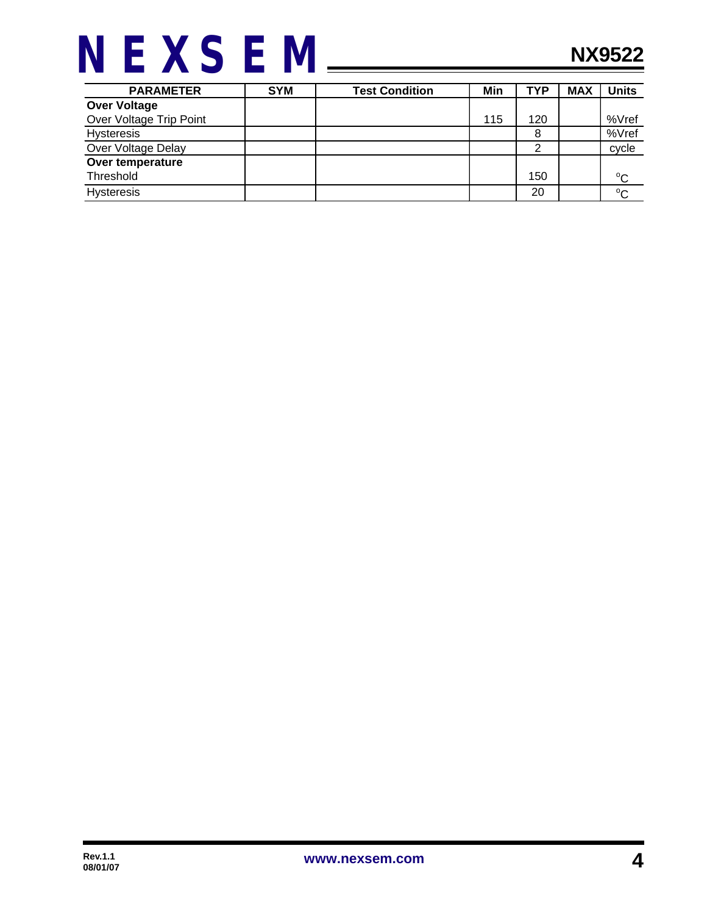| PARAMETER | SYM | Test Condition | Min | TYP | MAX | Units |
|---|---|---|---|---|---|---|
| **Over Voltage** | | | | | | |
| Over Voltage Trip Point | | | 115 | 120 | | %Vref |
| Hysteresis | | | | 8 | | %Vref |
| Over Voltage Delay | | | | 2 | | cycle |
| **Over temperature** | | | | | | |
| Threshold | | | | 150 | | $^{o}C$ |
| Hysteresis | | | | 20 | | $^{o}C$ |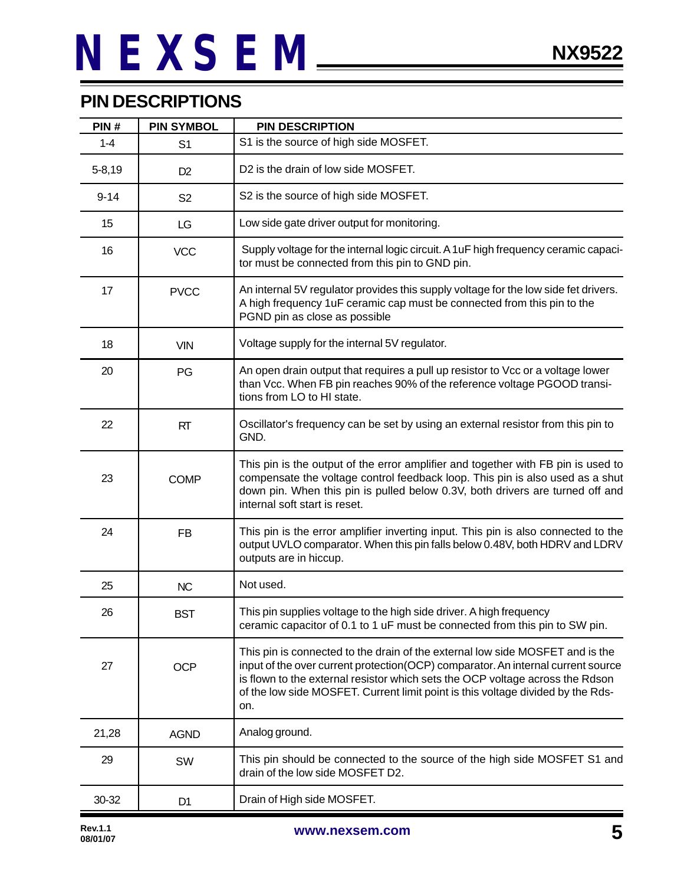## PIN DESCRIPTIONS

| PIN # | PIN SYMBOL | PIN DESCRIPTION |
|---|---|---|
| 1-4 | S1 | S1 is the source of high side MOSFET. |
| 5-8,19 | D2 | D2 is the drain of low side MOSFET. |
| 9-14 | S2 | S2 is the source of high side MOSFET. |
| 15 | LG | Low side gate driver output for monitoring. |
| 16 | VCC | Supply voltage for the internal logic circuit. A 1uF high frequency ceramic capacitor must be connected from this pin to GND pin. |
| 17 | PVCC | An internal 5V regulator provides this supply voltage for the low side fet drivers. A high frequency 1uF ceramic cap must be connected from this pin to the PGND pin as close as possible |
| 18 | VIN | Voltage supply for the internal 5V regulator. |
| 20 | PG | An open drain output that requires a pull up resistor to Vcc or a voltage lower than Vcc. When FB pin reaches 90% of the reference voltage PGOOD transitions from LO to HI state. |
| 22 | RT | Oscillator's frequency can be set by using an external resistor from this pin to GND. |
| 23 | COMP | This pin is the output of the error amplifier and together with FB pin is used to compensate the voltage control feedback loop. This pin is also used as a shut down pin. When this pin is pulled below 0.3V, both drivers are turned off and internal soft start is reset. |
| 24 | FB | This pin is the error amplifier inverting input. This pin is also connected to the output UVLO comparator. When this pin falls below 0.48V, both HDRV and LDRV outputs are in hiccup. |
| 25 | NC | Not used. |
| 26 | BST | This pin supplies voltage to the high side driver. A high frequency ceramic capacitor of 0.1 to 1 uF must be connected from this pin to SW pin. |
| 27 | OCP | This pin is connected to the drain of the external low side MOSFET and is the input of the over current protection(OCP) comparator. An internal current source is flown to the external resistor which sets the OCP voltage across the Rdson of the low side MOSFET. Current limit point is this voltage divided by the Rds-on. |
| 21,28 | AGND | Analog ground. |
| 29 | SW | This pin should be connected to the source of the high side MOSFET S1 and drain of the low side MOSFET D2. |
| 30-32 | D1 | Drain of High side MOSFET. |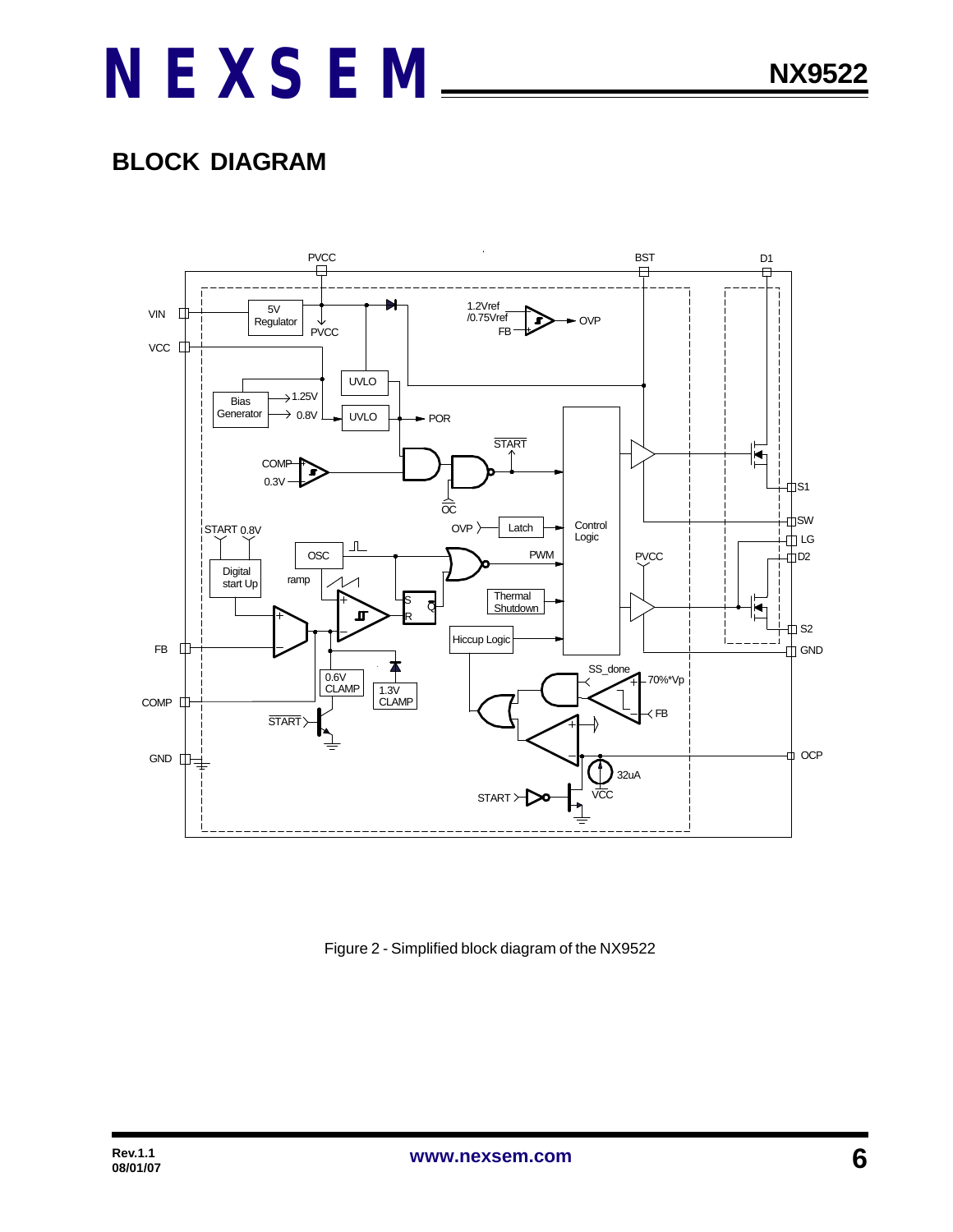## BLOCK DIAGRAM

PVCC
BST
D1
VIN
5V Regulator
PVCC
1.2Vref /0.75Vref
FB
OVP
VCC
UVLO
Bias Generator
1.25V
0.8V
UVLO
POR
START
COMP
0.3V
OC
S1
OVP
Latch
Control Logic
SW
START 0.8V
LG
OSC
PWM
PVCC
D2
Digital start Up
ramp
S
R
Q
Thermal Shutdown
S2
FB
Hiccup Logic
GND
0.6V CLAMP
1.3V CLAMP
SS_done
70%*Vp
COMP
FB
START
GND
OCP
32uA
START
VCC

Figure 2 - Simplified block diagram of the NX9522